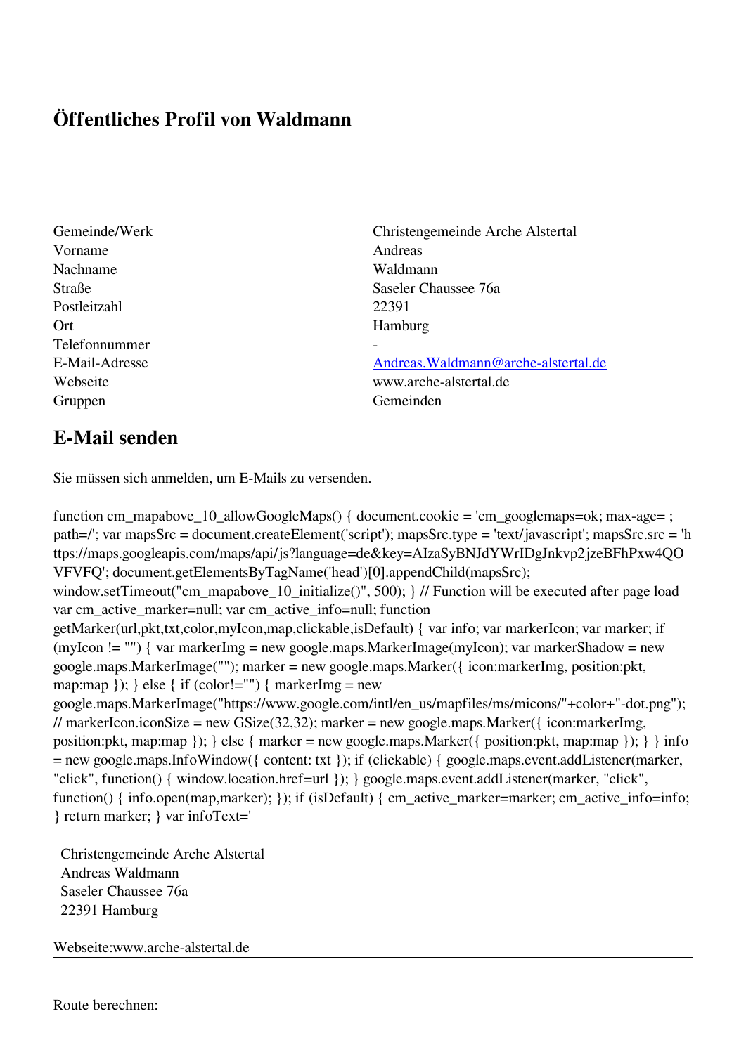# Öffentliches Profil von Waldmann

| | |
|---|---|
| Gemeinde/Werk | Christengemeinde Arche Alstertal |
| Vorname | Andreas |
| Nachname | Waldmann |
| Straße | Saseler Chaussee 76a |
| Postleitzahl | 22391 |
| Ort | Hamburg |
| Telefonnummer | - |
| E-Mail-Adresse | Andreas.Waldmann@arche-alstertal.de |
| Webseite | www.arche-alstertal.de |
| Gruppen | Gemeinden |

## E-Mail senden

Sie müssen sich anmelden, um E-Mails zu versenden.

```
function cm_mapabove_10_allowGoogleMaps() { document.cookie = 'cm_googlemaps=ok; max-age= ; path=/'; var mapsSrc = document.createElement('script'); mapsSrc.type = 'text/javascript'; mapsSrc.src = 'https://maps.googleapis.com/maps/api/js?language=de&key=AIzaSyBNJdYWrIDgJnkvp2jzeBFhPxw4QOVFVFQ'; document.getElementsByTagName('head')[0].appendChild(mapsSrc); window.setTimeout("cm_mapabove_10_initialize()", 500); } // Function will be executed after page load var cm_active_marker=null; var cm_active_info=null; function getMarker(url,pkt,txt,color,myIcon,map,clickable,isDefault) { var info; var markerIcon; var marker; if (myIcon != "") { var markerImg = new google.maps.MarkerImage(myIcon); var markerShadow = new google.maps.MarkerImage(""); marker = new google.maps.Marker({ icon:markerImg, position:pkt, map:map }); } else { if (color!="") { markerImg = new google.maps.MarkerImage("https://www.google.com/intl/en_us/mapfiles/ms/micons/"+color+"-dot.png"); // markerIcon.iconSize = new GSize(32,32); marker = new google.maps.Marker({ icon:markerImg, position:pkt, map:map }); } else { marker = new google.maps.Marker({ position:pkt, map:map }); } } info = new google.maps.InfoWindow({ content: txt }); if (clickable) { google.maps.event.addListener(marker, "click", function() { window.location.href=url }); } google.maps.event.addListener(marker, "click", function() { info.open(map,marker); }); if (isDefault) { cm_active_marker=marker; cm_active_info=info; } return marker; } var infoText='
```

Christengemeinde Arche Alstertal
Andreas Waldmann
Saseler Chaussee 76a
22391 Hamburg

Webseite:www.arche-alstertal.de

---

Route berechnen: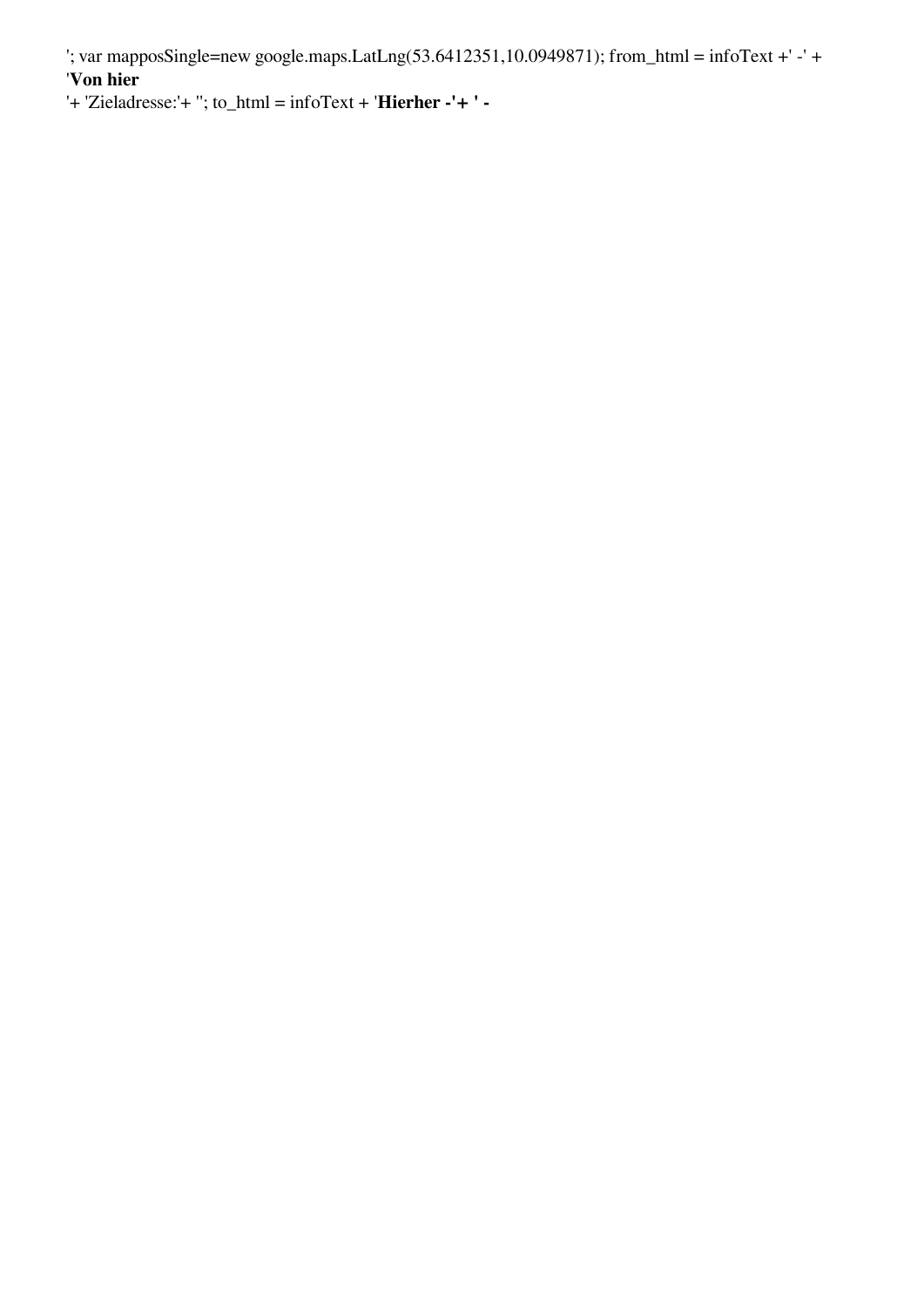'; var mapposSingle=new google.maps.LatLng(53.6412351,10.0949871); from_html = infoText +' -' + '**Von hier**

'+ 'Zieladresse:'+ ''; to_html = infoText + '**Hierher -'+ ' -**